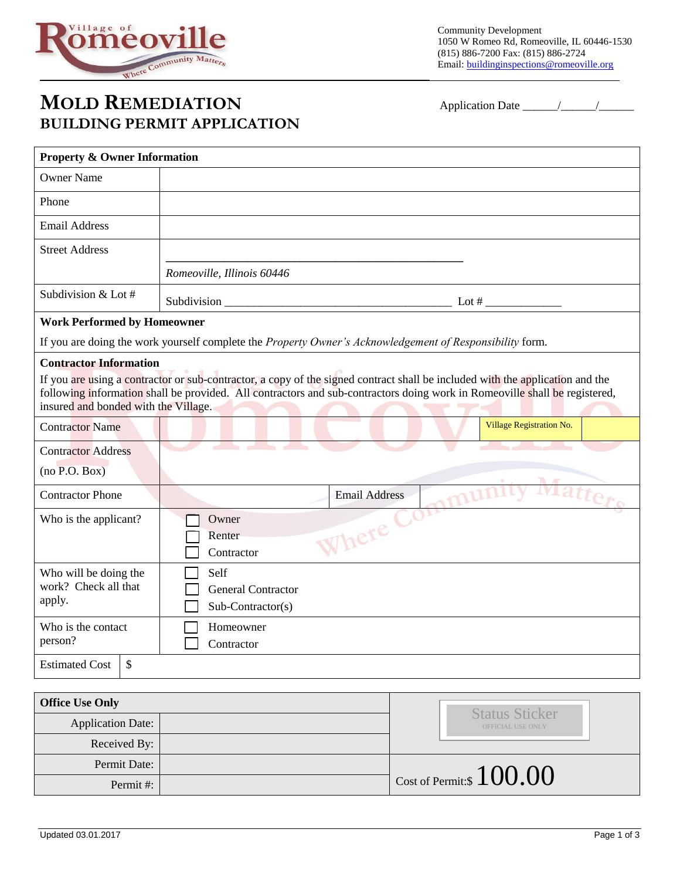Village of Romeoville — Where Community Matters

Community Development
1050 W Romeo Rd, Romeoville, IL 60446-1530
(815) 886-7200 Fax: (815) 886-2724
Email: buildinginspections@romeoville.org

# MOLD REMEDIATION
## BUILDING PERMIT APPLICATION

Application Date ______/______/______

| **Property & Owner Information** | |
|---|---|
| Owner Name | |
| Phone | |
| Email Address | |
| Street Address | _______________________________________________ *Romeoville, Illinois 60446* |
| Subdivision & Lot # | Subdivision ____________________________________ Lot # ____________ |

**Work Performed by Homeowner**

If you are doing the work yourself complete the *Property Owner's Acknowledgement of Responsibility* form.

**Contractor Information**

If you are using a contractor or sub-contractor, a copy of the signed contract shall be included with the application and the following information shall be provided. All contractors and sub-contractors doing work in Romeoville shall be registered, insured and bonded with the Village.

| | | | |
|---|---|---|---|
| Contractor Name | | Village Registration No. | |
| Contractor Address (no P.O. Box) | | | |
| Contractor Phone | | Email Address | |
| Who is the applicant? | ☐ Owner<br>☐ Renter<br>☐ Contractor | | |
| Who will be doing the work? Check all that apply. | ☐ Self<br>☐ General Contractor<br>☐ Sub-Contractor(s) | | |
| Who is the contact person? | ☐ Homeowner<br>☐ Contractor | | |
| Estimated Cost | $ | | |

| **Office Use Only** | | Status Sticker (OFFICIAL USE ONLY) |
|---|---|---|
| Application Date: | | |
| Received By: | | |
| Permit Date: | | Cost of Permit:$ 100.00 |
| Permit #: | | |

Updated 03.01.2017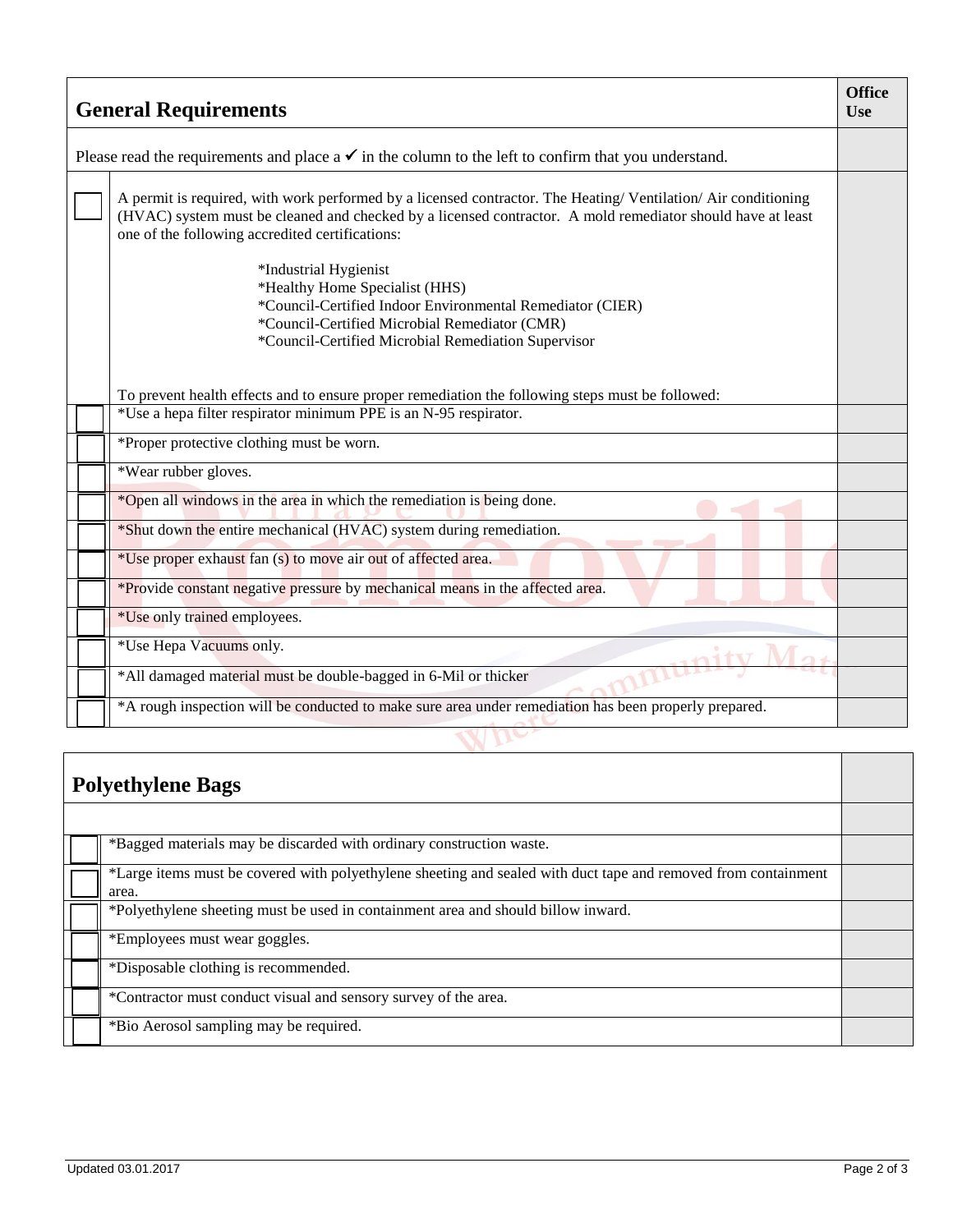| | General Requirements | Office Use |
|---|---|---|
| | Please read the requirements and place a ✓ in the column to the left to confirm that you understand. | |
| ☐ | A permit is required, with work performed by a licensed contractor. The Heating/ Ventilation/ Air conditioning (HVAC) system must be cleaned and checked by a licensed contractor. A mold remediator should have at least one of the following accredited certifications:<br><br>*Industrial Hygienist<br>*Healthy Home Specialist (HHS)<br>*Council-Certified Indoor Environmental Remediator (CIER)<br>*Council-Certified Microbial Remediator (CMR)<br>*Council-Certified Microbial Remediation Supervisor<br><br>To prevent health effects and to ensure proper remediation the following steps must be followed: | |
| ☐ | *Use a hepa filter respirator minimum PPE is an N-95 respirator. | |
| ☐ | *Proper protective clothing must be worn. | |
| ☐ | *Wear rubber gloves. | |
| ☐ | *Open all windows in the area in which the remediation is being done. | |
| ☐ | *Shut down the entire mechanical (HVAC) system during remediation. | |
| ☐ | *Use proper exhaust fan (s) to move air out of affected area. | |
| ☐ | *Provide constant negative pressure by mechanical means in the affected area. | |
| ☐ | *Use only trained employees. | |
| ☐ | *Use Hepa Vacuums only. | |
| ☐ | *All damaged material must be double-bagged in 6-Mil or thicker | |
| ☐ | *A rough inspection will be conducted to make sure area under remediation has been properly prepared. | |

| | Polyethylene Bags | |
|---|---|---|
| | | |
| ☐ | *Bagged materials may be discarded with ordinary construction waste. | |
| ☐ | *Large items must be covered with polyethylene sheeting and sealed with duct tape and removed from containment area. | |
| ☐ | *Polyethylene sheeting must be used in containment area and should billow inward. | |
| ☐ | *Employees must wear goggles. | |
| ☐ | *Disposable clothing is recommended. | |
| ☐ | *Contractor must conduct visual and sensory survey of the area. | |
| ☐ | *Bio Aerosol sampling may be required. | |

Updated 03.01.2017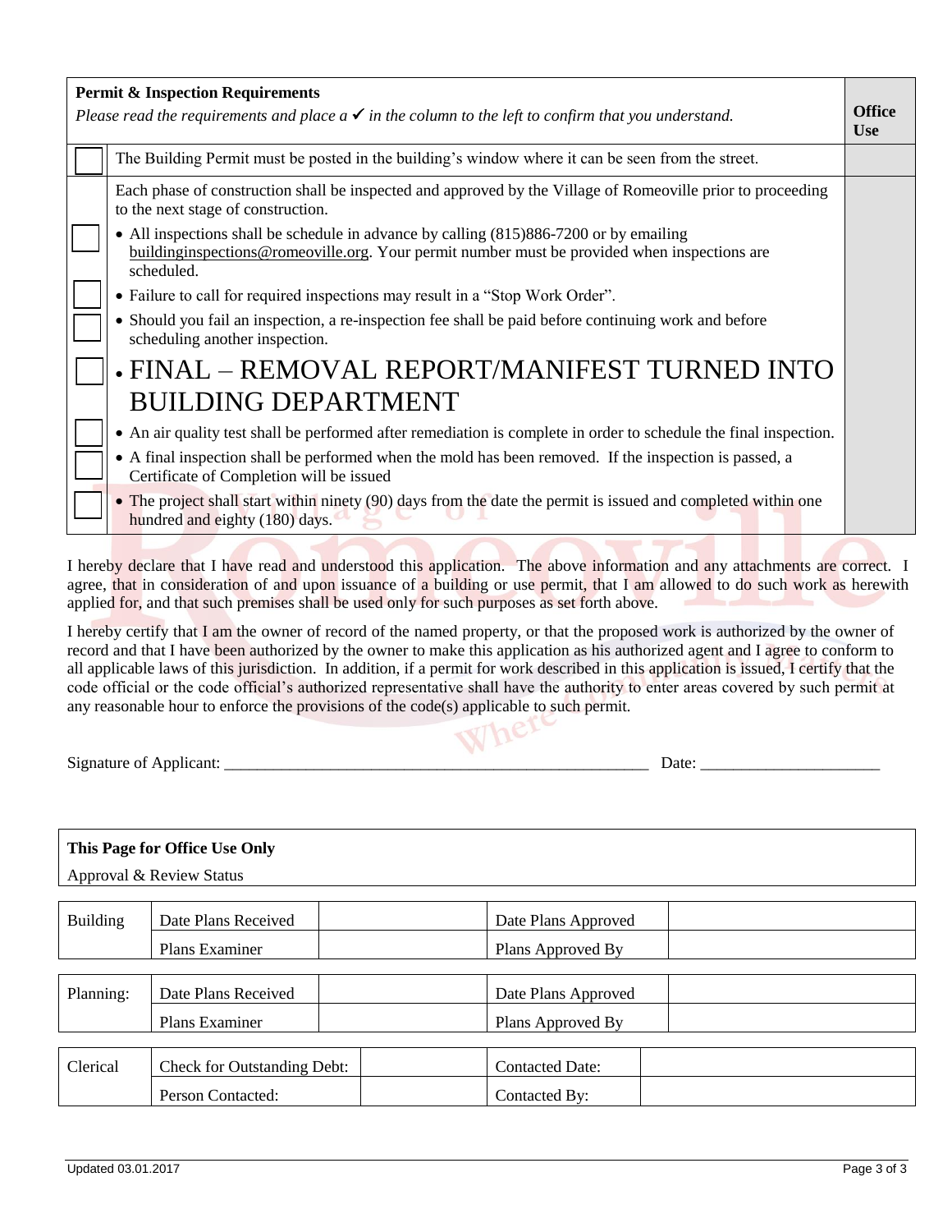| Permit & Inspection Requirements<br>*Please read the requirements and place a ✓ in the column to the left to confirm that you understand.* | | Office Use |
|---|---|---|
| ☐ | The Building Permit must be posted in the building's window where it can be seen from the street. | |
| | Each phase of construction shall be inspected and approved by the Village of Romeoville prior to proceeding to the next stage of construction. | |
| ☐ | • All inspections shall be schedule in advance by calling (815)886-7200 or by emailing buildinginspections@romeoville.org. Your permit number must be provided when inspections are scheduled. | |
| ☐ | • Failure to call for required inspections may result in a "Stop Work Order". | |
| ☐ | • Should you fail an inspection, a re-inspection fee shall be paid before continuing work and before scheduling another inspection. | |
| ☐ | • FINAL – REMOVAL REPORT/MANIFEST TURNED INTO BUILDING DEPARTMENT | |
| ☐ | • An air quality test shall be performed after remediation is complete in order to schedule the final inspection. | |
| ☐ | • A final inspection shall be performed when the mold has been removed. If the inspection is passed, a Certificate of Completion will be issued | |
| ☐ | • The project shall start within ninety (90) days from the date the permit is issued and completed within one hundred and eighty (180) days. | |

I hereby declare that I have read and understood this application. The above information and any attachments are correct. I agree, that in consideration of and upon issuance of a building or use permit, that I am allowed to do such work as herewith applied for, and that such premises shall be used only for such purposes as set forth above.

I hereby certify that I am the owner of record of the named property, or that the proposed work is authorized by the owner of record and that I have been authorized by the owner to make this application as his authorized agent and I agree to conform to all applicable laws of this jurisdiction. In addition, if a permit for work described in this application is issued, I certify that the code official or the code official's authorized representative shall have the authority to enter areas covered by such permit at any reasonable hour to enforce the provisions of the code(s) applicable to such permit.

Signature of Applicant: ______________________________________________________ Date: ______________________

**This Page for Office Use Only**

Approval & Review Status

| | | | | |
|---|---|---|---|---|
| Building | Date Plans Received | | Date Plans Approved | |
| | Plans Examiner | | Plans Approved By | |

| | | | | |
|---|---|---|---|---|
| Planning: | Date Plans Received | | Date Plans Approved | |
| | Plans Examiner | | Plans Approved By | |

| | | | | |
|---|---|---|---|---|
| Clerical | Check for Outstanding Debt: | | Contacted Date: | |
| | Person Contacted: | | Contacted By: | |

Updated 03.01.2017